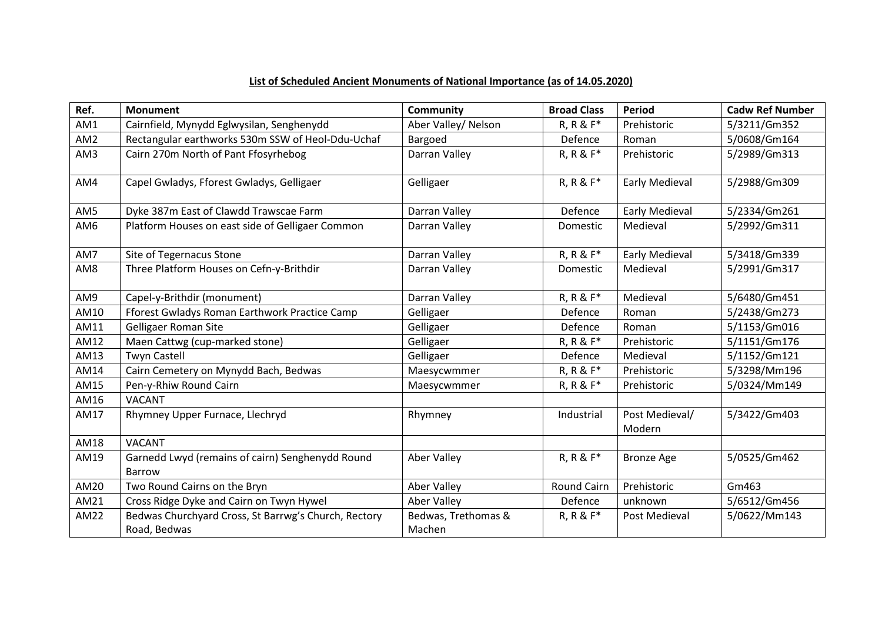**List of Scheduled Ancient Monuments of National Importance (as of 14.05.2020)**

| Ref. | Monument | Community | Broad Class | Period | Cadw Ref Number |
|---|---|---|---|---|---|
| AM1 | Cairnfield, Mynydd Eglwysilan, Senghenydd | Aber Valley/ Nelson | R, R & F* | Prehistoric | 5/3211/Gm352 |
| AM2 | Rectangular earthworks 530m SSW of Heol-Ddu-Uchaf | Bargoed | Defence | Roman | 5/0608/Gm164 |
| AM3 | Cairn 270m North of Pant Ffosyrhebog | Darran Valley | R, R & F* | Prehistoric | 5/2989/Gm313 |
| AM4 | Capel Gwladys, Fforest Gwladys, Gelligaer | Gelligaer | R, R & F* | Early Medieval | 5/2988/Gm309 |
| AM5 | Dyke 387m East of Clawdd Trawscae Farm | Darran Valley | Defence | Early Medieval | 5/2334/Gm261 |
| AM6 | Platform Houses on east side of Gelligaer Common | Darran Valley | Domestic | Medieval | 5/2992/Gm311 |
| AM7 | Site of Tegernacus Stone | Darran Valley | R, R & F* | Early Medieval | 5/3418/Gm339 |
| AM8 | Three Platform Houses on Cefn-y-Brithdir | Darran Valley | Domestic | Medieval | 5/2991/Gm317 |
| AM9 | Capel-y-Brithdir (monument) | Darran Valley | R, R & F* | Medieval | 5/6480/Gm451 |
| AM10 | Fforest Gwladys Roman Earthwork Practice Camp | Gelligaer | Defence | Roman | 5/2438/Gm273 |
| AM11 | Gelligaer Roman Site | Gelligaer | Defence | Roman | 5/1153/Gm016 |
| AM12 | Maen Cattwg (cup-marked stone) | Gelligaer | R, R & F* | Prehistoric | 5/1151/Gm176 |
| AM13 | Twyn Castell | Gelligaer | Defence | Medieval | 5/1152/Gm121 |
| AM14 | Cairn Cemetery on Mynydd Bach, Bedwas | Maesycwmmer | R, R & F* | Prehistoric | 5/3298/Mm196 |
| AM15 | Pen-y-Rhiw Round Cairn | Maesycwmmer | R, R & F* | Prehistoric | 5/0324/Mm149 |
| AM16 | VACANT | | | | |
| AM17 | Rhymney Upper Furnace, Llechryd | Rhymney | Industrial | Post Medieval/ Modern | 5/3422/Gm403 |
| AM18 | VACANT | | | | |
| AM19 | Garnedd Lwyd (remains of cairn) Senghenydd Round Barrow | Aber Valley | R, R & F* | Bronze Age | 5/0525/Gm462 |
| AM20 | Two Round Cairns on the Bryn | Aber Valley | Round Cairn | Prehistoric | Gm463 |
| AM21 | Cross Ridge Dyke and Cairn on Twyn Hywel | Aber Valley | Defence | unknown | 5/6512/Gm456 |
| AM22 | Bedwas Churchyard Cross, St Barrwg's Church, Rectory Road, Bedwas | Bedwas, Trethomas & Machen | R, R & F* | Post Medieval | 5/0622/Mm143 |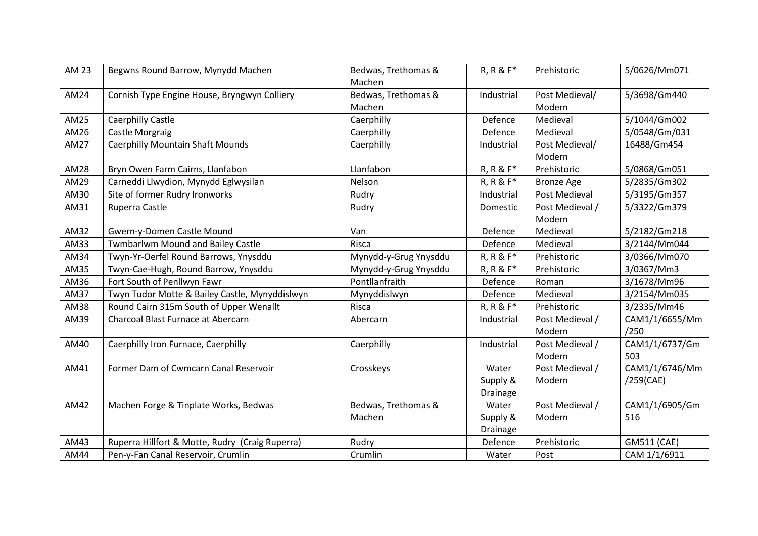| AM 23 | Begwns Round Barrow, Mynydd Machen | Bedwas, Trethomas & Machen | R, R & F* | Prehistoric | 5/0626/Mm071 |
|---|---|---|---|---|---|
| AM24 | Cornish Type Engine House, Bryngwyn Colliery | Bedwas, Trethomas & Machen | Industrial | Post Medieval/ Modern | 5/3698/Gm440 |
| AM25 | Caerphilly Castle | Caerphilly | Defence | Medieval | 5/1044/Gm002 |
| AM26 | Castle Morgraig | Caerphilly | Defence | Medieval | 5/0548/Gm/031 |
| AM27 | Caerphilly Mountain Shaft Mounds | Caerphilly | Industrial | Post Medieval/ Modern | 16488/Gm454 |
| AM28 | Bryn Owen Farm Cairns, Llanfabon | Llanfabon | R, R & F* | Prehistoric | 5/0868/Gm051 |
| AM29 | Carneddi Llwydion, Mynydd Eglwysilan | Nelson | R, R & F* | Bronze Age | 5/2835/Gm302 |
| AM30 | Site of former Rudry Ironworks | Rudry | Industrial | Post Medieval | 5/3195/Gm357 |
| AM31 | Ruperra Castle | Rudry | Domestic | Post Medieval / Modern | 5/3322/Gm379 |
| AM32 | Gwern-y-Domen Castle Mound | Van | Defence | Medieval | 5/2182/Gm218 |
| AM33 | Twmbarlwm Mound and Bailey Castle | Risca | Defence | Medieval | 3/2144/Mm044 |
| AM34 | Twyn-Yr-Oerfel Round Barrows, Ynysddu | Mynydd-y-Grug Ynysddu | R, R & F* | Prehistoric | 3/0366/Mm070 |
| AM35 | Twyn-Cae-Hugh, Round Barrow, Ynysddu | Mynydd-y-Grug Ynysddu | R, R & F* | Prehistoric | 3/0367/Mm3 |
| AM36 | Fort South of Penllwyn Fawr | Pontllanfraith | Defence | Roman | 3/1678/Mm96 |
| AM37 | Twyn Tudor Motte & Bailey Castle, Mynyddislwyn | Mynyddislwyn | Defence | Medieval | 3/2154/Mm035 |
| AM38 | Round Cairn 315m South of Upper Wenallt | Risca | R, R & F* | Prehistoric | 3/2335/Mm46 |
| AM39 | Charcoal Blast Furnace at Abercarn | Abercarn | Industrial | Post Medieval / Modern | CAM1/1/6655/Mm/250 |
| AM40 | Caerphilly Iron Furnace, Caerphilly | Caerphilly | Industrial | Post Medieval / Modern | CAM1/1/6737/Gm503 |
| AM41 | Former Dam of Cwmcarn Canal Reservoir | Crosskeys | Water Supply & Drainage | Post Medieval / Modern | CAM1/1/6746/Mm/259(CAE) |
| AM42 | Machen Forge & Tinplate Works, Bedwas | Bedwas, Trethomas & Machen | Water Supply & Drainage | Post Medieval / Modern | CAM1/1/6905/Gm516 |
| AM43 | Ruperra Hillfort & Motte, Rudry (Craig Ruperra) | Rudry | Defence | Prehistoric | GM511 (CAE) |
| AM44 | Pen-y-Fan Canal Reservoir, Crumlin | Crumlin | Water | Post | CAM 1/1/6911 |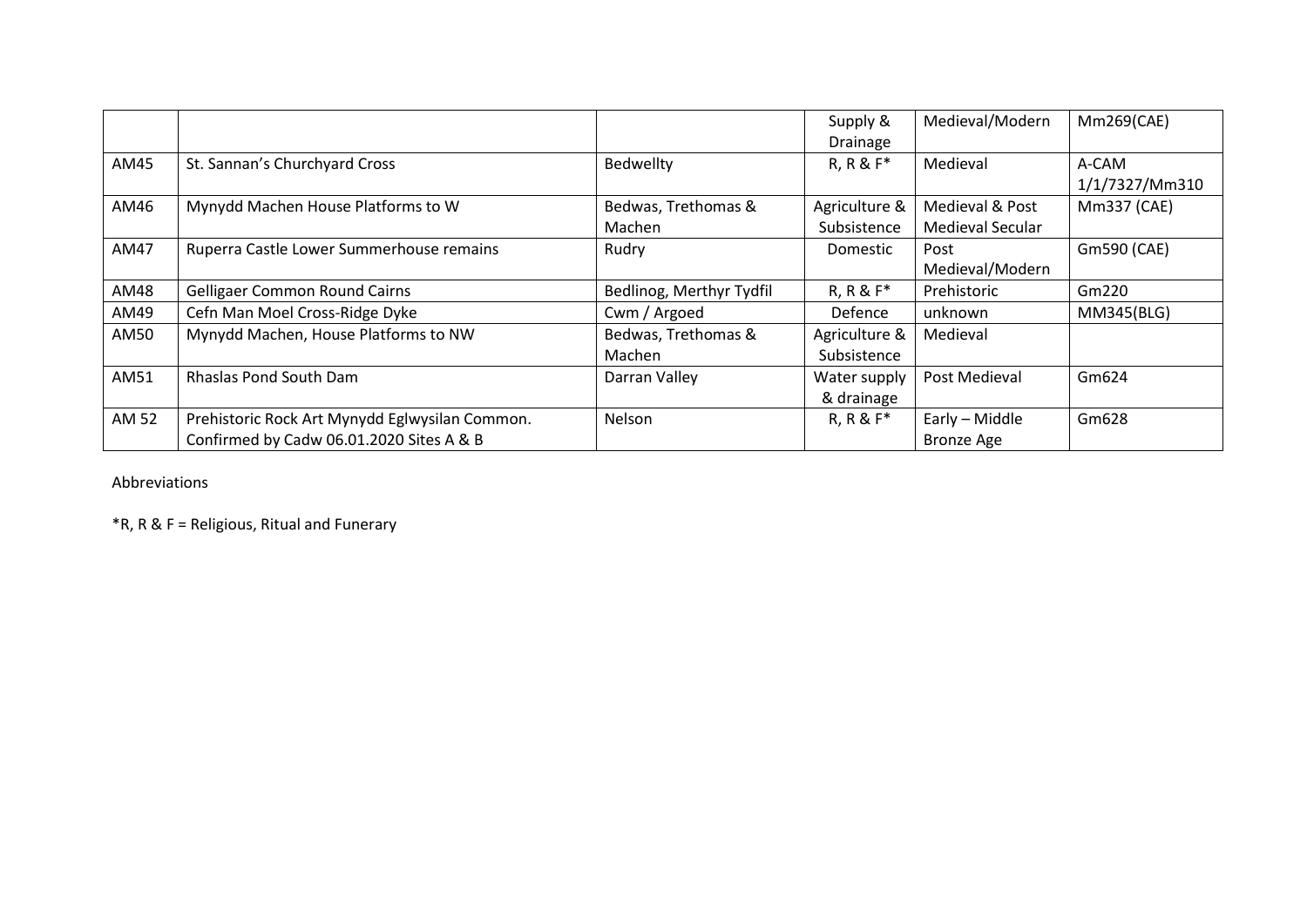| | | | | | |
|---|---|---|---|---|---|
| | | | Supply & Drainage | Medieval/Modern | Mm269(CAE) |
| AM45 | St. Sannan's Churchyard Cross | Bedwellty | R, R & F* | Medieval | A-CAM 1/1/7327/Mm310 |
| AM46 | Mynydd Machen House Platforms to W | Bedwas, Trethomas & Machen | Agriculture & Subsistence | Medieval & Post Medieval Secular | Mm337 (CAE) |
| AM47 | Ruperra Castle Lower Summerhouse remains | Rudry | Domestic | Post Medieval/Modern | Gm590 (CAE) |
| AM48 | Gelligaer Common Round Cairns | Bedlinog, Merthyr Tydfil | R, R & F* | Prehistoric | Gm220 |
| AM49 | Cefn Man Moel Cross-Ridge Dyke | Cwm / Argoed | Defence | unknown | MM345(BLG) |
| AM50 | Mynydd Machen, House Platforms to NW | Bedwas, Trethomas & Machen | Agriculture & Subsistence | Medieval | |
| AM51 | Rhaslas Pond South Dam | Darran Valley | Water supply & drainage | Post Medieval | Gm624 |
| AM 52 | Prehistoric Rock Art Mynydd Eglwysilan Common. Confirmed by Cadw 06.01.2020 Sites A & B | Nelson | R, R & F* | Early – Middle Bronze Age | Gm628 |

Abbreviations

*R, R & F = Religious, Ritual and Funerary